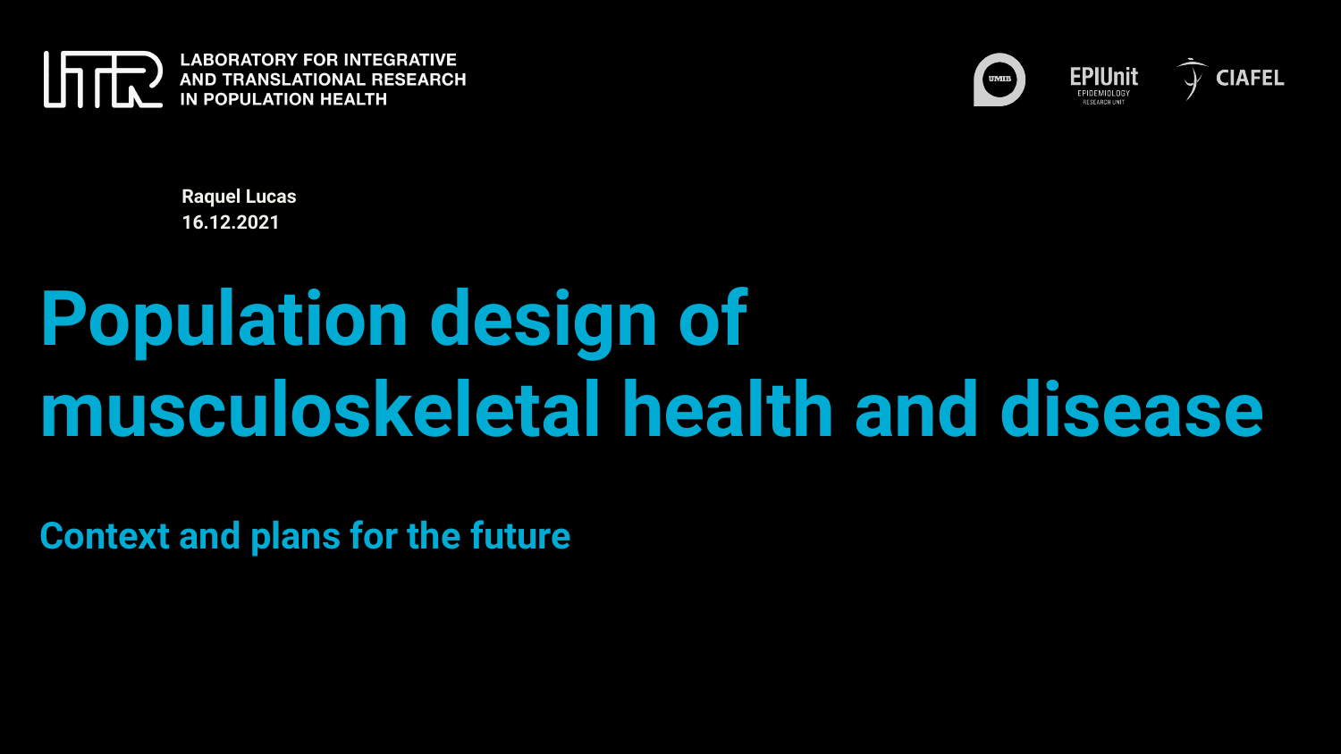LABORATORY FOR INTEGRATIVE AND TRANSLATIONAL RESEARCH IN POPULATION HEALTH

UMIB | EPIUnit EPIDEMIOLOGY RESEARCH UNIT | CIAFEL

**Raquel Lucas**
**16.12.2021**

# Population design of musculoskeletal health and disease

## Context and plans for the future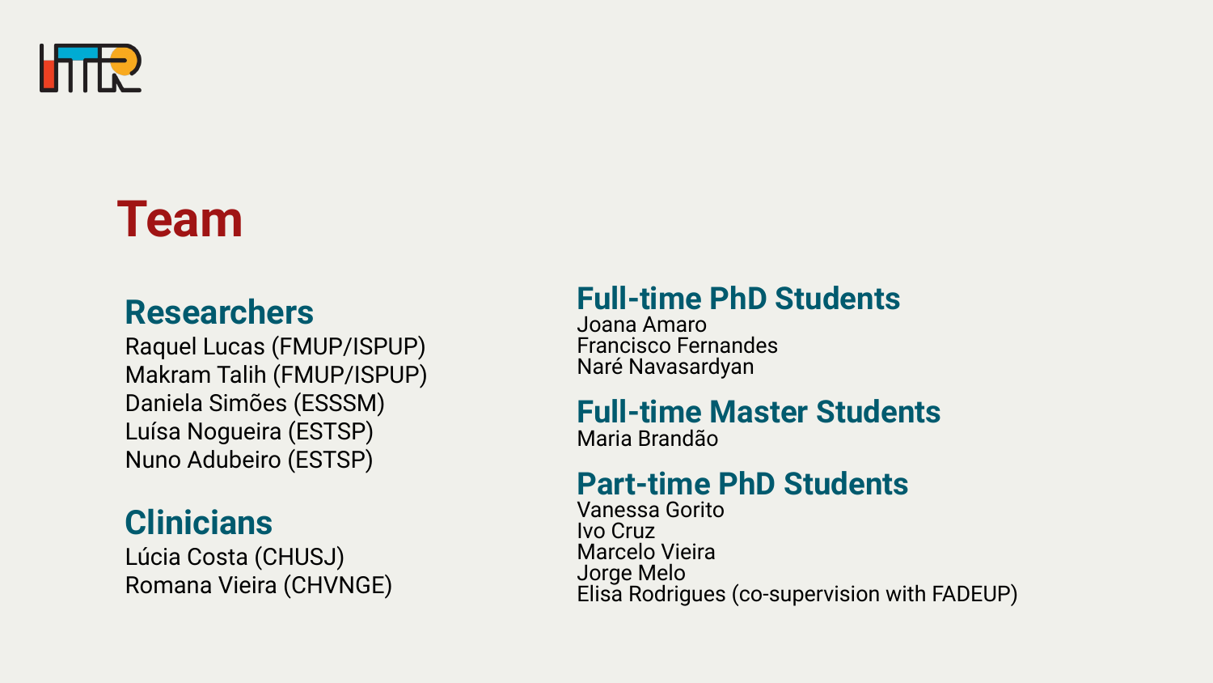# Team

## Researchers

Raquel Lucas (FMUP/ISPUP)
Makram Talih (FMUP/ISPUP)
Daniela Simões (ESSSM)
Luísa Nogueira (ESTSP)
Nuno Adubeiro (ESTSP)

## Clinicians

Lúcia Costa (CHUSJ)
Romana Vieira (CHVNGE)

## Full-time PhD Students

Joana Amaro
Francisco Fernandes
Naré Navasardyan

## Full-time Master Students

Maria Brandão

## Part-time PhD Students

Vanessa Gorito
Ivo Cruz
Marcelo Vieira
Jorge Melo
Elisa Rodrigues (co-supervision with FADEUP)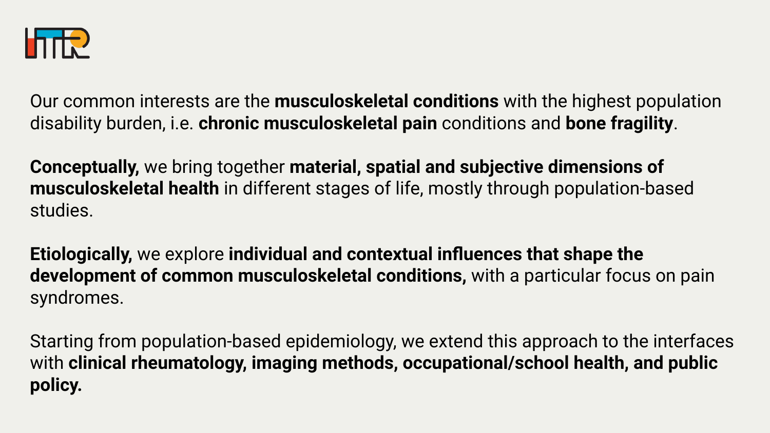Our common interests are the **musculoskeletal conditions** with the highest population disability burden, i.e. **chronic musculoskeletal pain** conditions and **bone fragility**.

**Conceptually,** we bring together **material, spatial and subjective dimensions of musculoskeletal health** in different stages of life, mostly through population-based studies.

**Etiologically,** we explore **individual and contextual influences that shape the development of common musculoskeletal conditions,** with a particular focus on pain syndromes.

Starting from population-based epidemiology, we extend this approach to the interfaces with **clinical rheumatology, imaging methods, occupational/school health, and public policy.**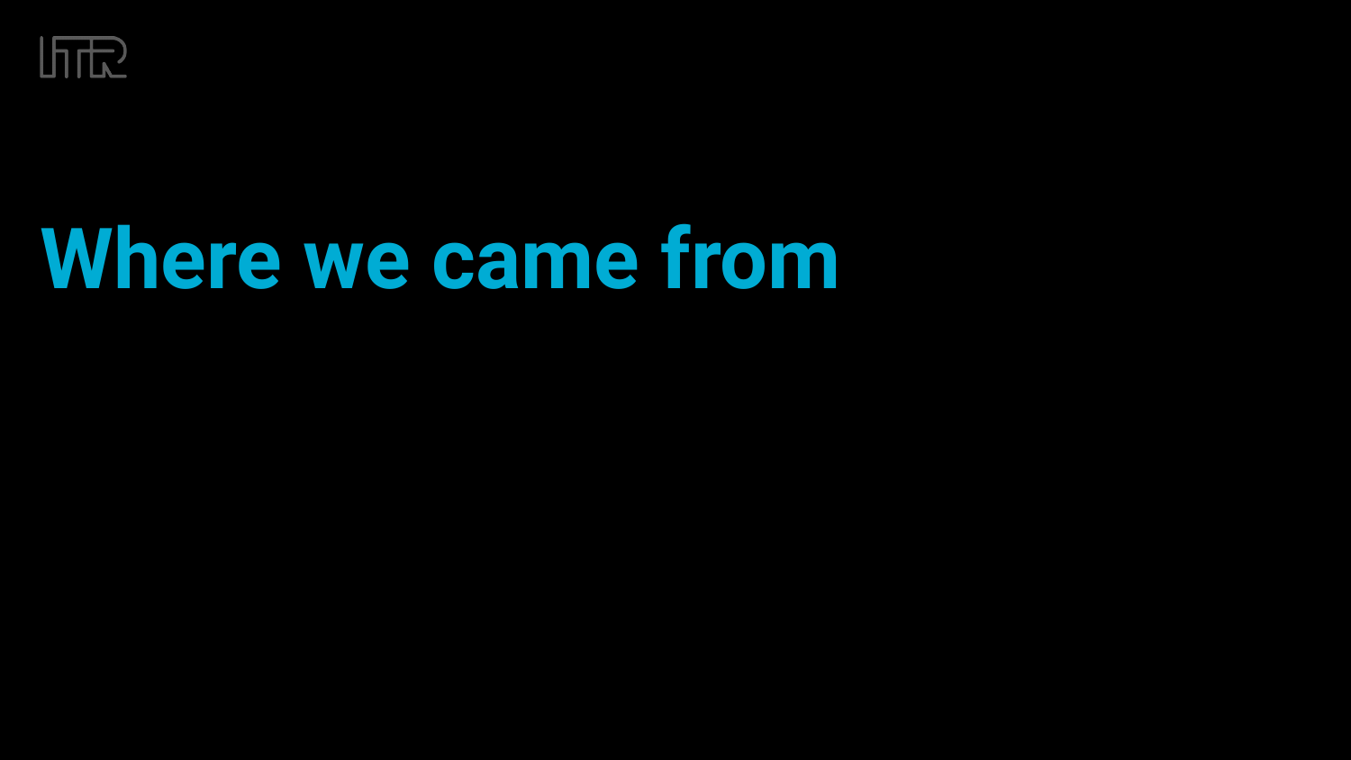# Where we came from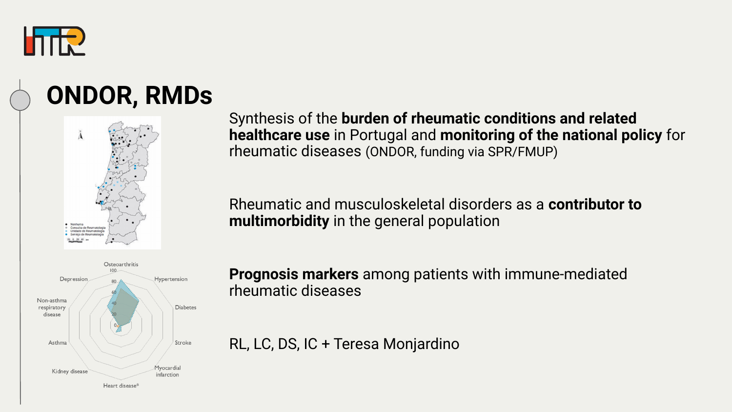# ONDOR, RMDs

Synthesis of the **burden of rheumatic conditions and related healthcare use** in Portugal and **monitoring of the national policy** for rheumatic diseases (ONDOR, funding via SPR/FMUP)

Rheumatic and musculoskeletal disorders as a **contributor to multimorbidity** in the general population

**Prognosis markers** among patients with immune-mediated rheumatic diseases

RL, LC, DS, IC + Teresa Monjardino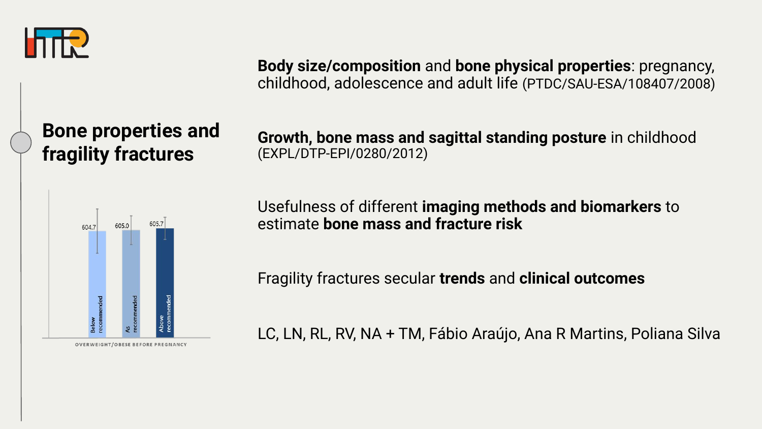## Bone properties and fragility fractures

| | Below recommended | As recommended | Above recommended |
|---|---|---|---|
| OVERWEIGHT/OBESE BEFORE PREGNANCY | 604.7 | 605.0 | 605.7 |

**Body size/composition** and **bone physical properties**: pregnancy, childhood, adolescence and adult life (PTDC/SAU-ESA/108407/2008)

**Growth, bone mass and sagittal standing posture** in childhood (EXPL/DTP-EPI/0280/2012)

Usefulness of different **imaging methods and biomarkers** to estimate **bone mass and fracture risk**

Fragility fractures secular **trends** and **clinical outcomes**

LC, LN, RL, RV, NA + TM, Fábio Araújo, Ana R Martins, Poliana Silva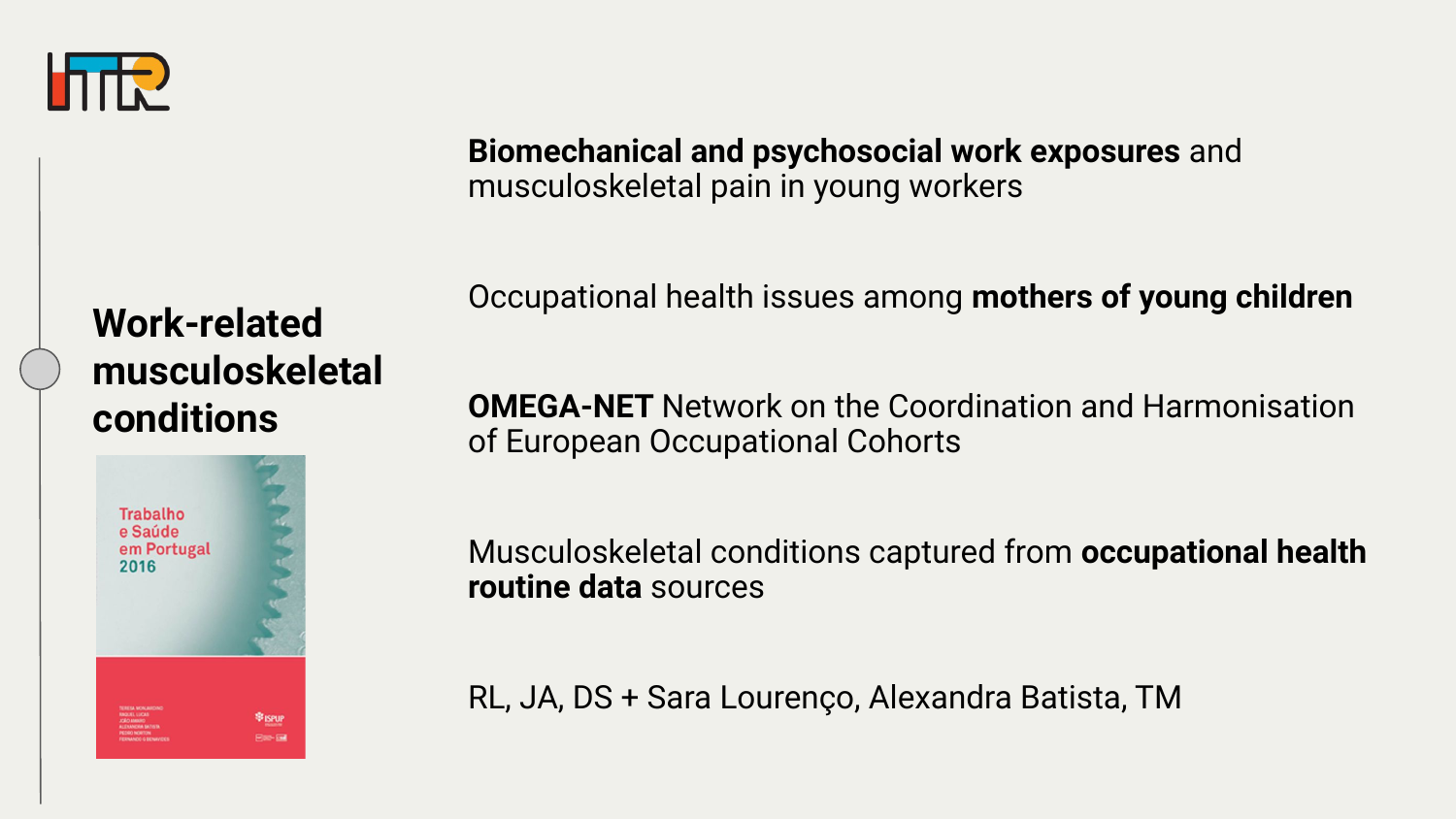## Work-related musculoskeletal conditions

Trabalho e Saúde em Portugal 2016

**Biomechanical and psychosocial work exposures** and musculoskeletal pain in young workers

Occupational health issues among **mothers of young children**

**OMEGA-NET** Network on the Coordination and Harmonisation of European Occupational Cohorts

Musculoskeletal conditions captured from **occupational health routine data** sources

RL, JA, DS + Sara Lourenço, Alexandra Batista, TM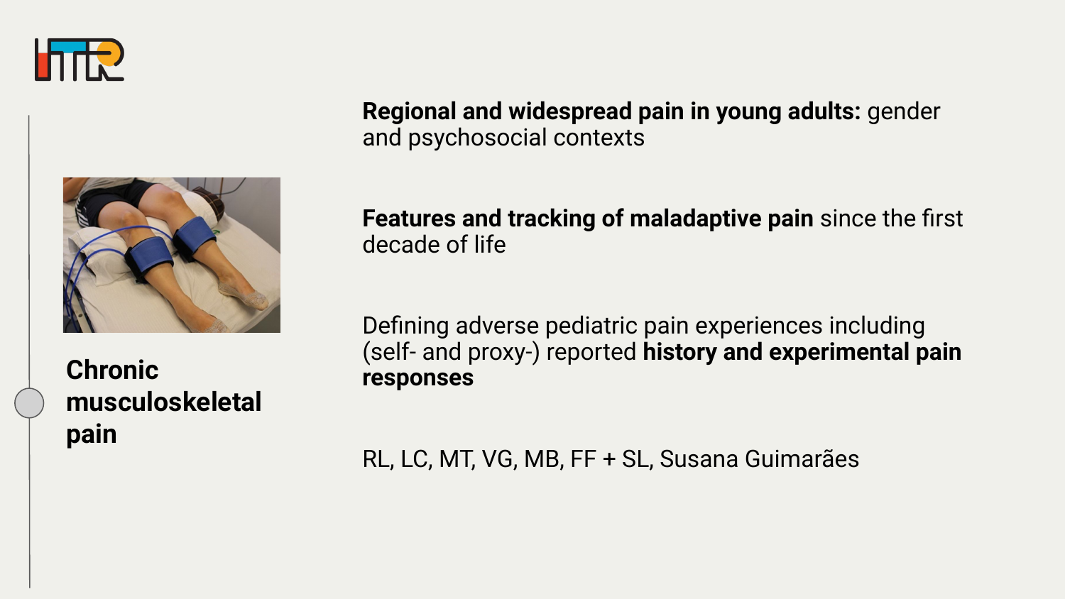## Chronic musculoskeletal pain

**Regional and widespread pain in young adults:** gender and psychosocial contexts

**Features and tracking of maladaptive pain** since the first decade of life

Defining adverse pediatric pain experiences including (self- and proxy-) reported **history and experimental pain responses**

RL, LC, MT, VG, MB, FF + SL, Susana Guimarães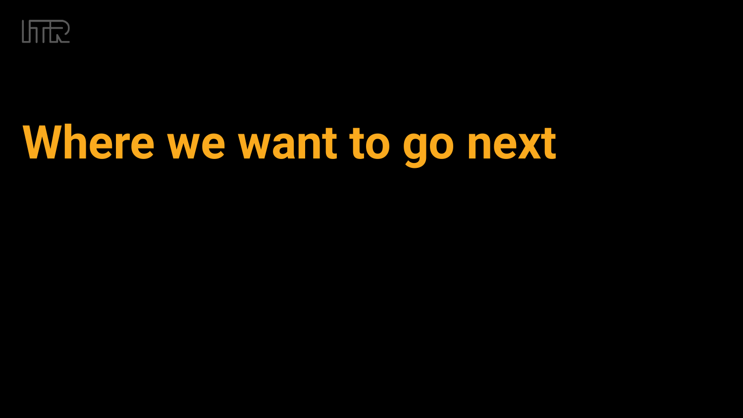# Where we want to go next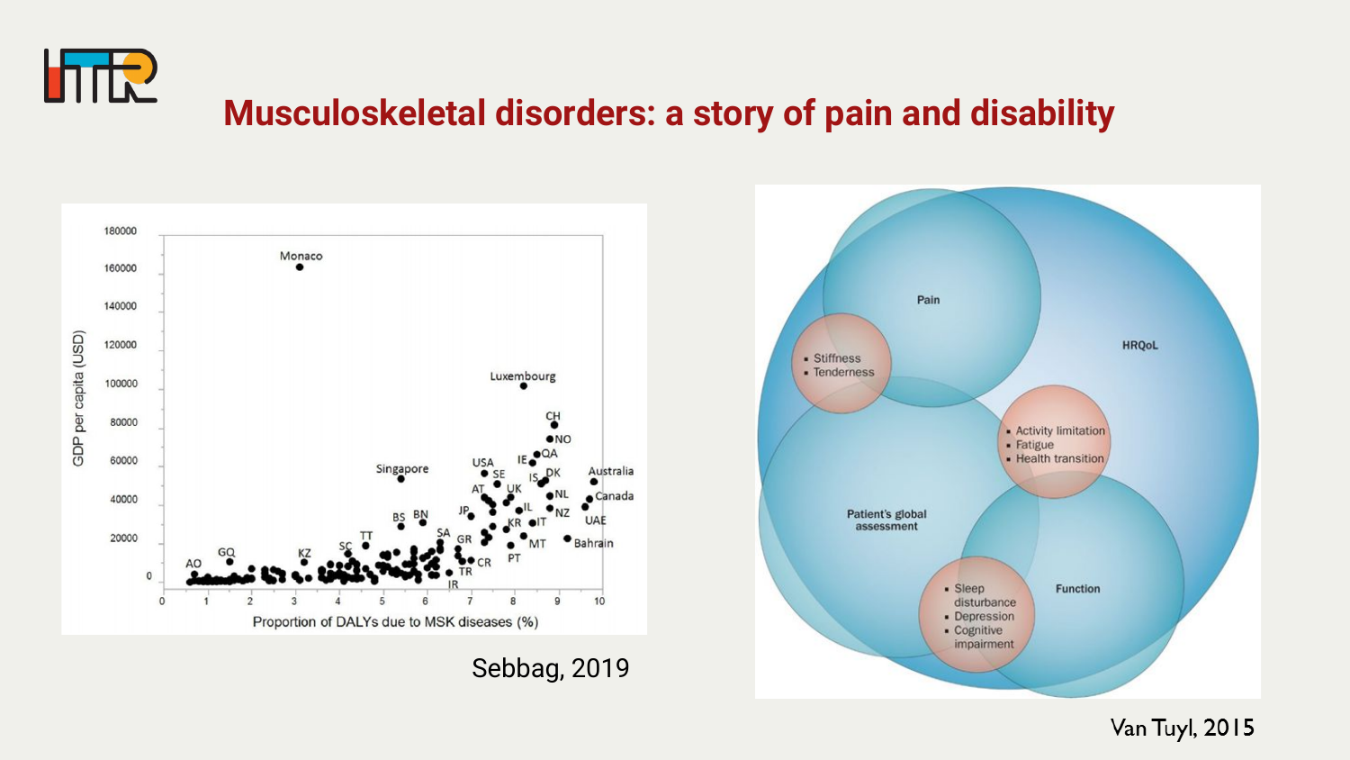# Musculoskeletal disorders: a story of pain and disability

Sebbag, 2019

Van Tuyl, 2015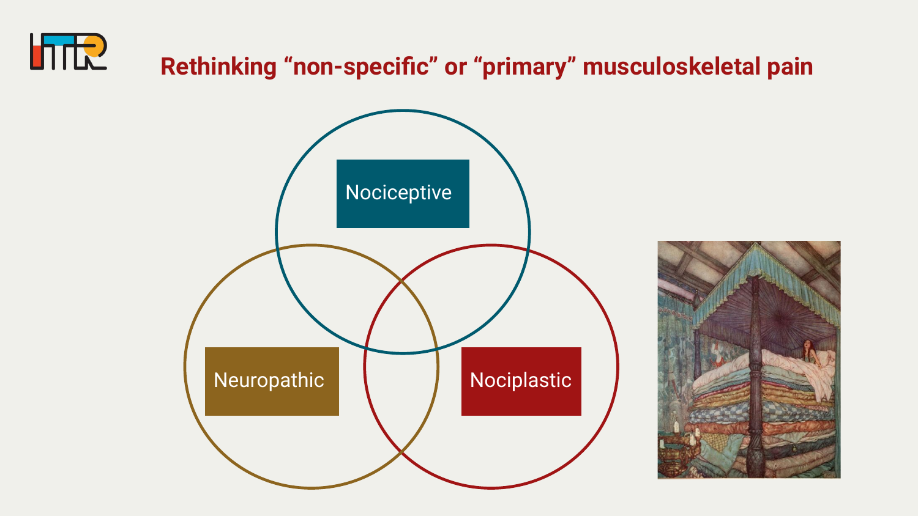# Rethinking "non-specific" or "primary" musculoskeletal pain

Nociceptive

Neuropathic

Nociplastic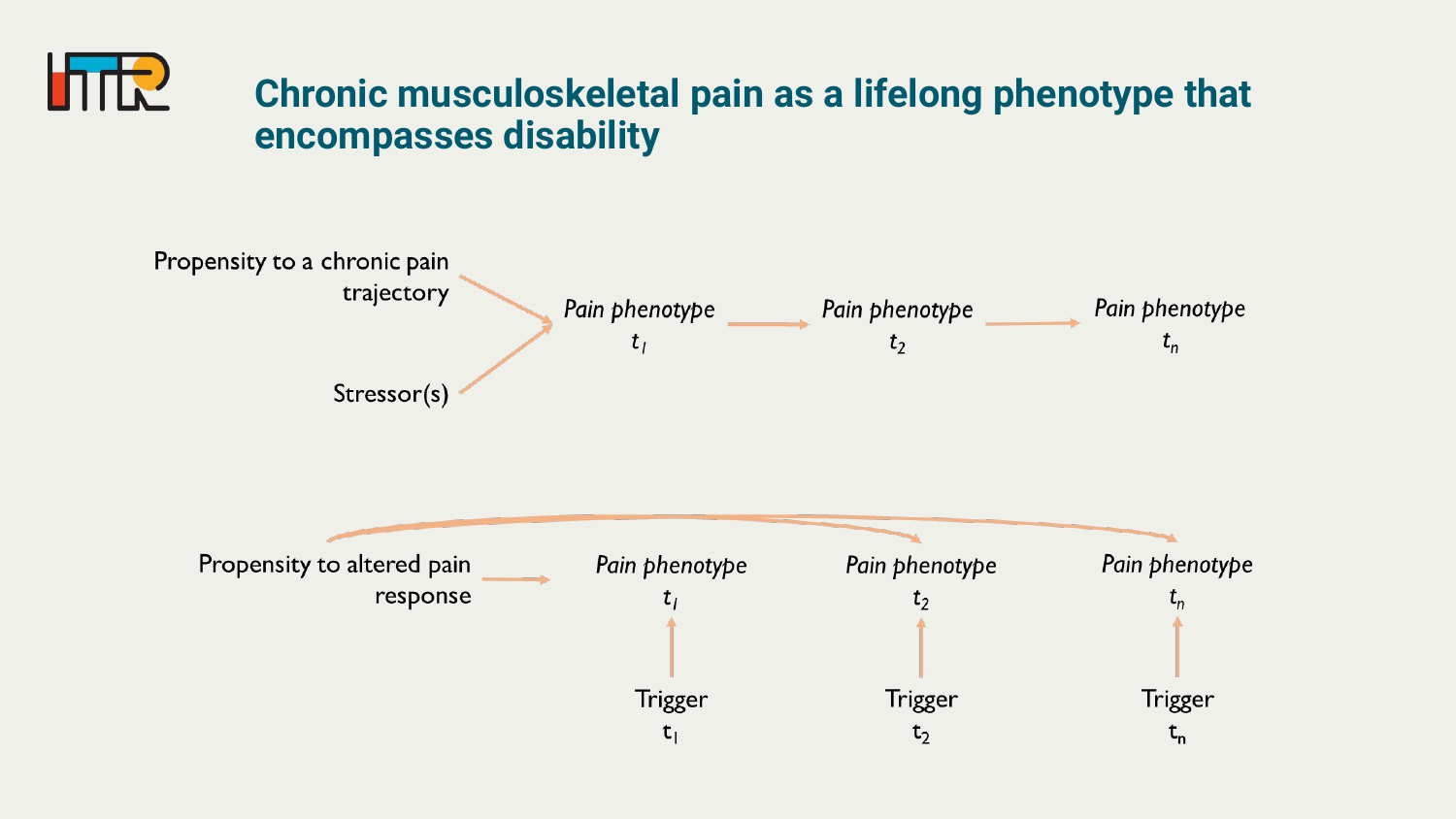# Chronic musculoskeletal pain as a lifelong phenotype that encompasses disability

Propensity to a chronic pain trajectory

Stressor(s)

*Pain phenotype* $t_1$

*Pain phenotype* $t_2$

*Pain phenotype* $t_n$

Propensity to altered pain response

*Pain phenotype* $t_1$

*Pain phenotype* $t_2$

*Pain phenotype* $t_n$

Trigger $t_1$

Trigger $t_2$

Trigger $t_n$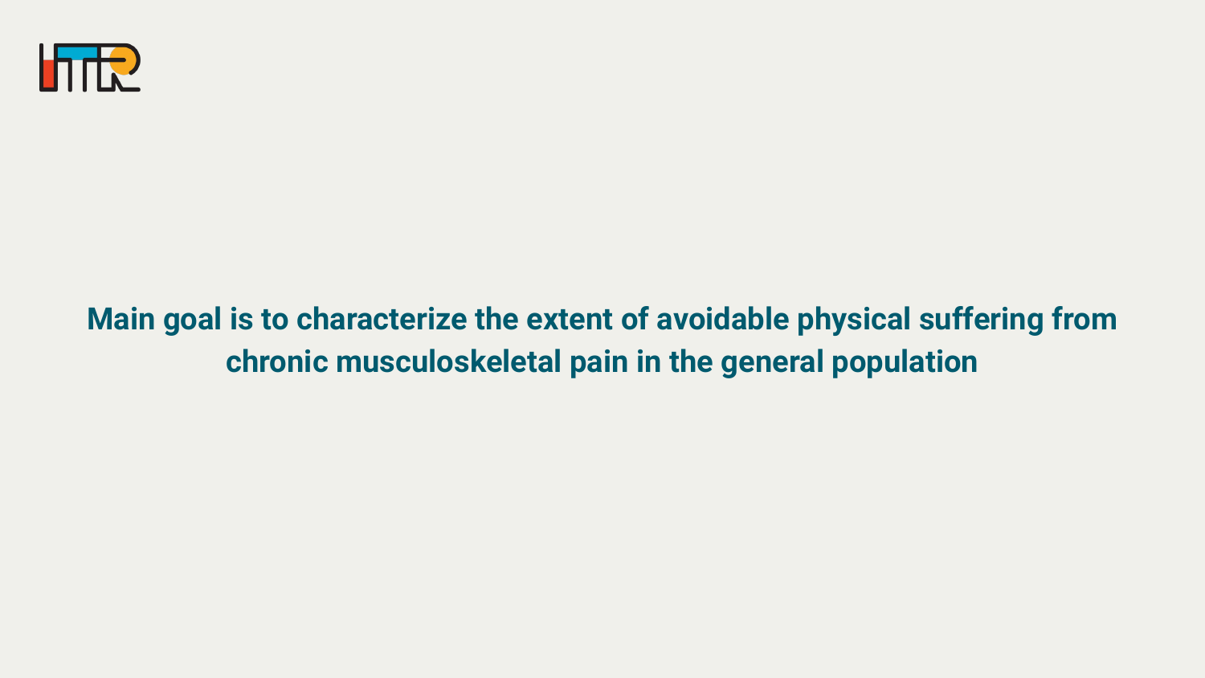**Main goal is to characterize the extent of avoidable physical suffering from chronic musculoskeletal pain in the general population**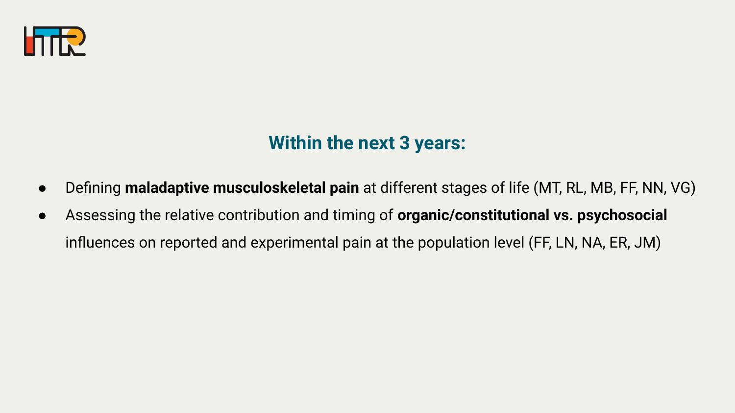## Within the next 3 years:

- Defining **maladaptive musculoskeletal pain** at different stages of life (MT, RL, MB, FF, NN, VG)
- Assessing the relative contribution and timing of **organic/constitutional vs. psychosocial** influences on reported and experimental pain at the population level (FF, LN, NA, ER, JM)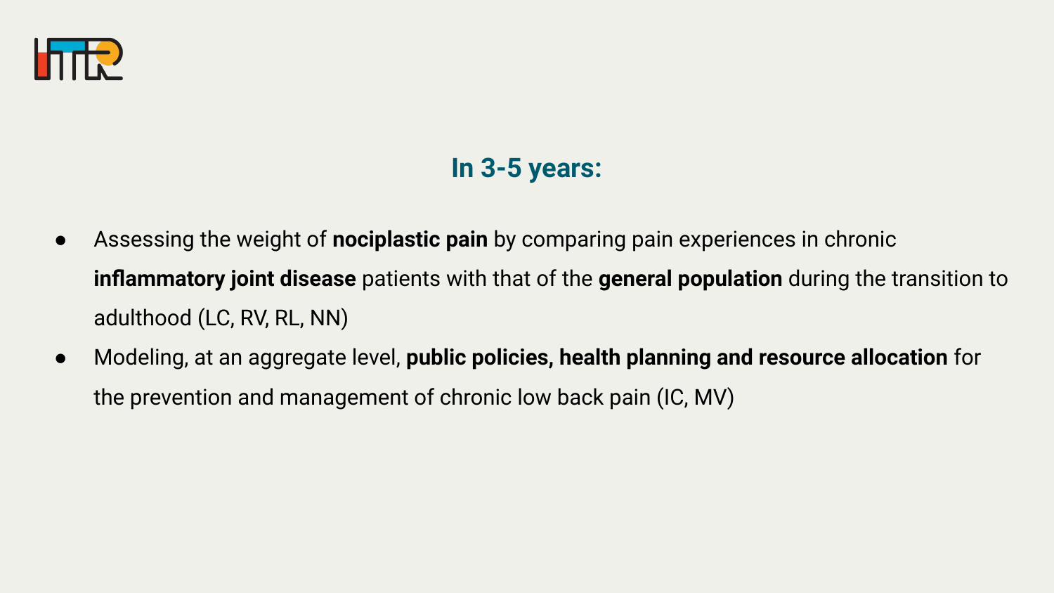## In 3-5 years:

- Assessing the weight of **nociplastic pain** by comparing pain experiences in chronic **inflammatory joint disease** patients with that of the **general population** during the transition to adulthood (LC, RV, RL, NN)
- Modeling, at an aggregate level, **public policies, health planning and resource allocation** for the prevention and management of chronic low back pain (IC, MV)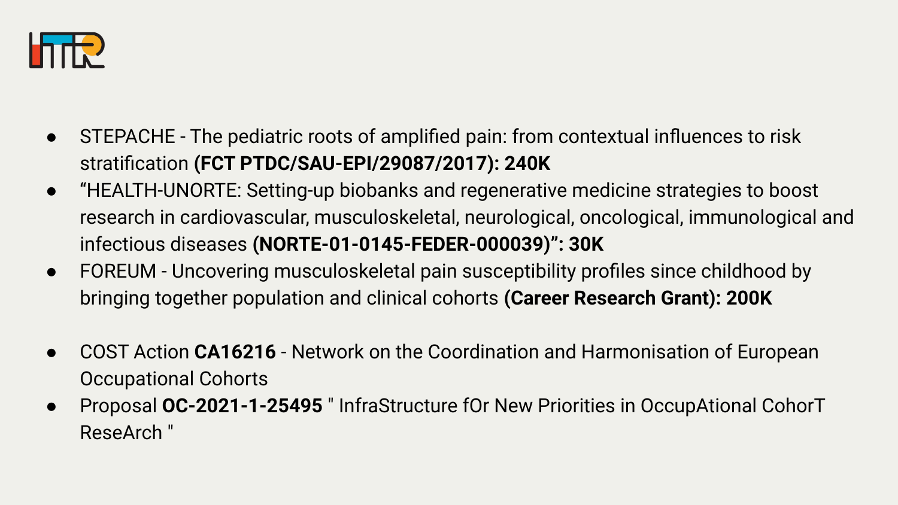- STEPACHE - The pediatric roots of amplified pain: from contextual influences to risk stratification **(FCT PTDC/SAU-EPI/29087/2017): 240K**
- “HEALTH-UNORTE: Setting-up biobanks and regenerative medicine strategies to boost research in cardiovascular, musculoskeletal, neurological, oncological, immunological and infectious diseases **(NORTE-01-0145-FEDER-000039)”: 30K**
- FOREUM - Uncovering musculoskeletal pain susceptibility profiles since childhood by bringing together population and clinical cohorts **(Career Research Grant): 200K**

- COST Action **CA16216** - Network on the Coordination and Harmonisation of European Occupational Cohorts
- Proposal **OC-2021-1-25495** " InfraStructure fOr New Priorities in OccupAtional CohorT ReseArch "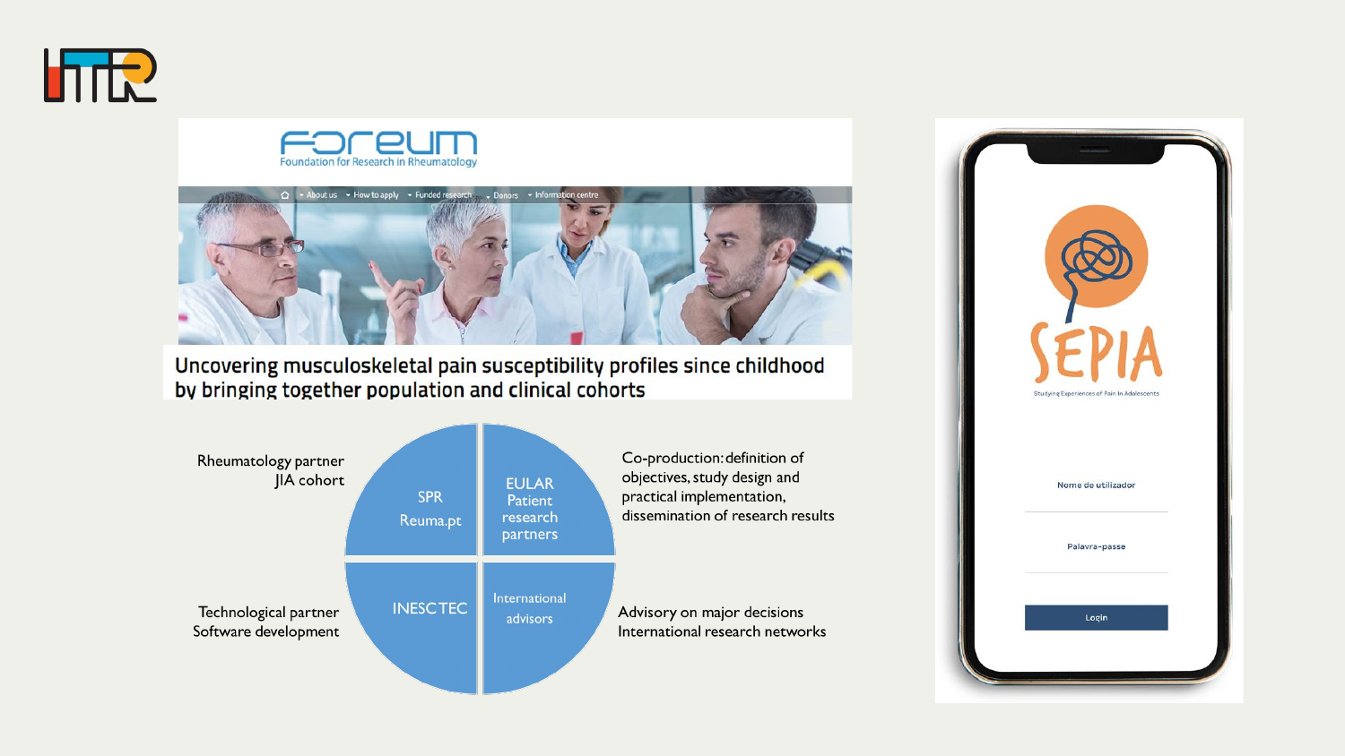FOREUM
Foundation for Research in Rheumatology

Uncovering musculoskeletal pain susceptibility profiles since childhood by bringing together population and clinical cohorts

Rheumatology partner
JIA cohort

SPR
Reuma.pt

EULAR
Patient research partners

Co-production: definition of objectives, study design and practical implementation, dissemination of research results

Technological partner
Software development

INESC TEC

International advisors

Advisory on major decisions
International research networks

SEPIA
Studying Experiences of Pain In Adolescents

Nome de utilizador

Palavra-passe

Login